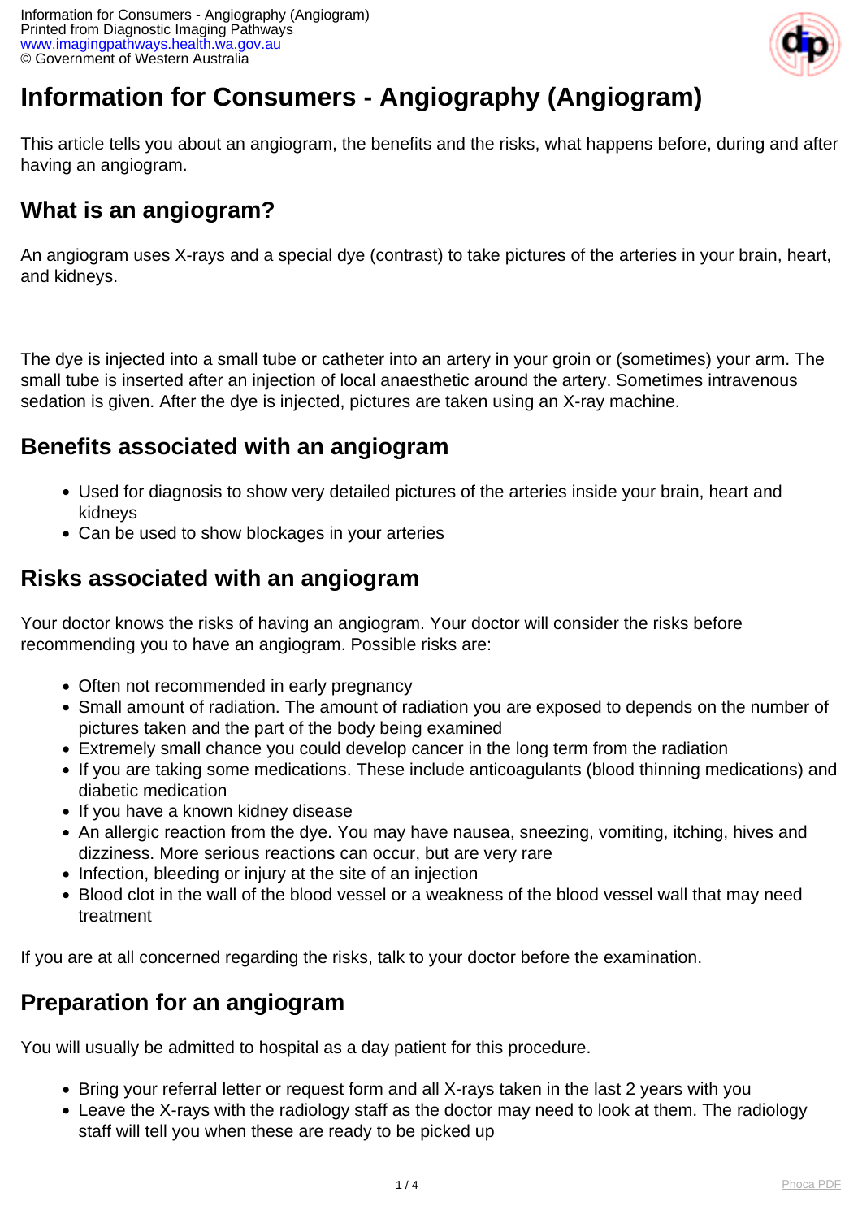# Information for Consumers - Angiography (Angiogram)

This article tells you about an angiogram, the benefits and the risks, what happens before, during and after having an angiogram.

## What is an angiogram?

An angiogram uses X-rays and a special dye (contrast) to take pictures of the arteries in your brain, heart, and kidneys.

The dye is injected into a small tube or catheter into an artery in your groin or (sometimes) your arm. The small tube is inserted after an injection of local anaesthetic around the artery. Sometimes intravenous sedation is given. After the dye is injected, pictures are taken using an X-ray machine.

## Benefits associated with an angiogram

- Used for diagnosis to show very detailed pictures of the arteries inside your brain, heart and kidneys
- Can be used to show blockages in your arteries

## Risks associated with an angiogram

Your doctor knows the risks of having an angiogram. Your doctor will consider the risks before recommending you to have an angiogram. Possible risks are:

- Often not recommended in early pregnancy
- Small amount of radiation. The amount of radiation you are exposed to depends on the number of pictures taken and the part of the body being examined
- Extremely small chance you could develop cancer in the long term from the radiation
- If you are taking some medications. These include anticoagulants (blood thinning medications) and diabetic medication
- If you have a known kidney disease
- An allergic reaction from the dye. You may have nausea, sneezing, vomiting, itching, hives and dizziness. More serious reactions can occur, but are very rare
- Infection, bleeding or injury at the site of an injection
- Blood clot in the wall of the blood vessel or a weakness of the blood vessel wall that may need treatment

If you are at all concerned regarding the risks, talk to your doctor before the examination.

## Preparation for an angiogram

You will usually be admitted to hospital as a day patient for this procedure.

- Bring your referral letter or request form and all X-rays taken in the last 2 years with you
- Leave the X-rays with the radiology staff as the doctor may need to look at them. The radiology staff will tell you when these are ready to be picked up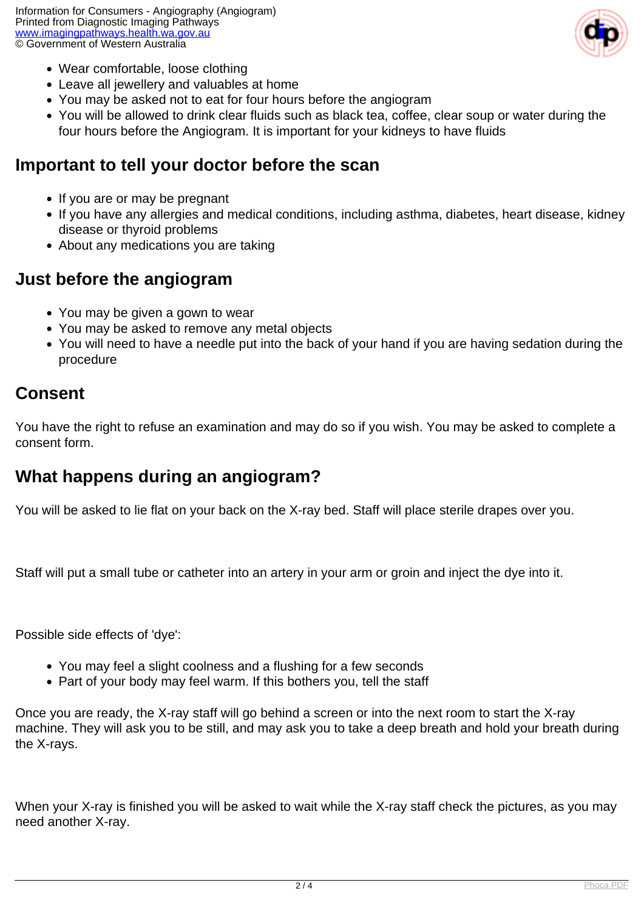- Wear comfortable, loose clothing
- Leave all jewellery and valuables at home
- You may be asked not to eat for four hours before the angiogram
- You will be allowed to drink clear fluids such as black tea, coffee, clear soup or water during the four hours before the Angiogram. It is important for your kidneys to have fluids

## Important to tell your doctor before the scan

- If you are or may be pregnant
- If you have any allergies and medical conditions, including asthma, diabetes, heart disease, kidney disease or thyroid problems
- About any medications you are taking

## Just before the angiogram

- You may be given a gown to wear
- You may be asked to remove any metal objects
- You will need to have a needle put into the back of your hand if you are having sedation during the procedure

## Consent

You have the right to refuse an examination and may do so if you wish. You may be asked to complete a consent form.

## What happens during an angiogram?

You will be asked to lie flat on your back on the X-ray bed. Staff will place sterile drapes over you.

Staff will put a small tube or catheter into an artery in your arm or groin and inject the dye into it.

Possible side effects of 'dye':

- You may feel a slight coolness and a flushing for a few seconds
- Part of your body may feel warm. If this bothers you, tell the staff

Once you are ready, the X-ray staff will go behind a screen or into the next room to start the X-ray machine. They will ask you to be still, and may ask you to take a deep breath and hold your breath during the X-rays.

When your X-ray is finished you will be asked to wait while the X-ray staff check the pictures, as you may need another X-ray.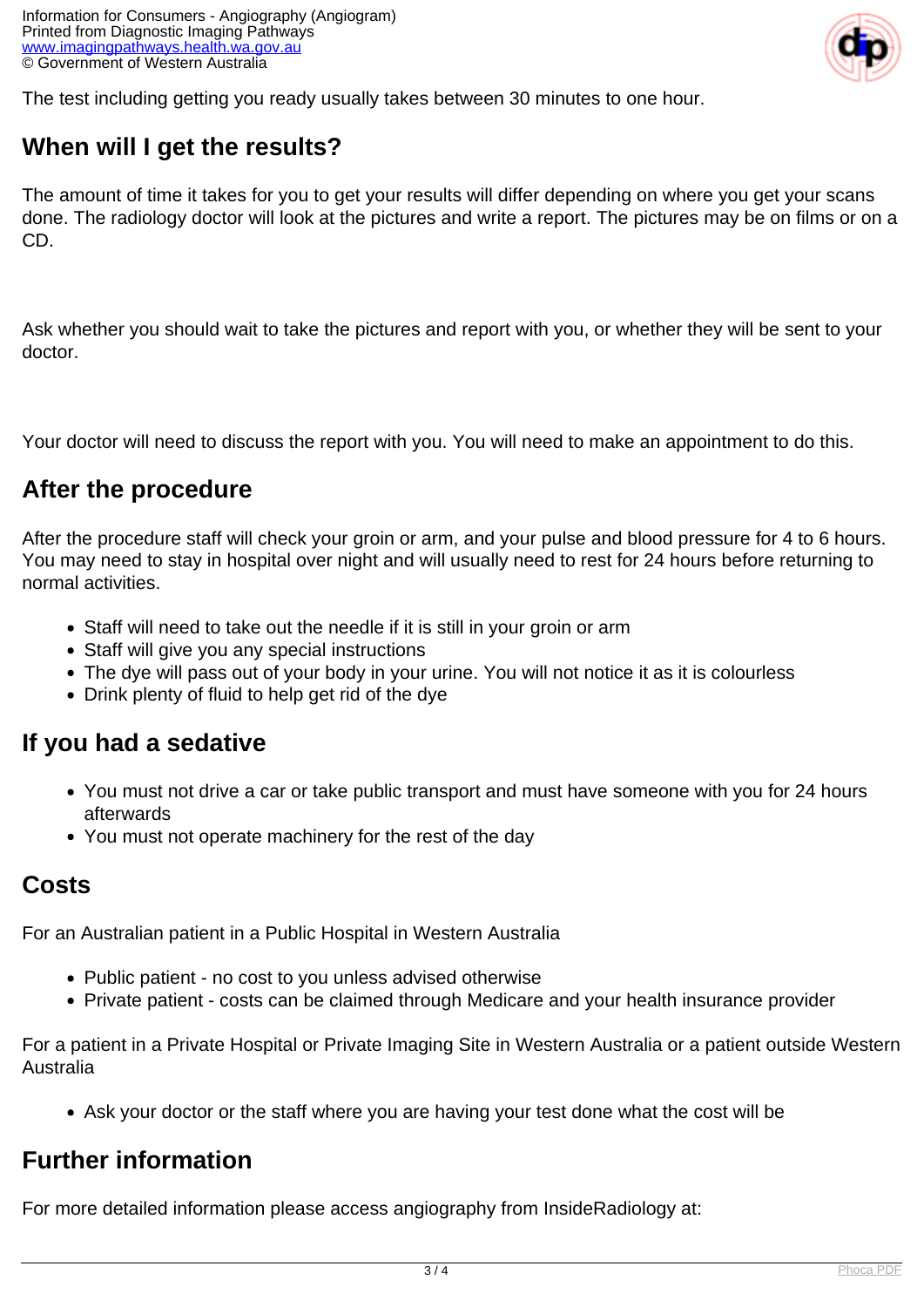The test including getting you ready usually takes between 30 minutes to one hour.

## When will I get the results?

The amount of time it takes for you to get your results will differ depending on where you get your scans done. The radiology doctor will look at the pictures and write a report. The pictures may be on films or on a CD.

Ask whether you should wait to take the pictures and report with you, or whether they will be sent to your doctor.

Your doctor will need to discuss the report with you. You will need to make an appointment to do this.

## After the procedure

After the procedure staff will check your groin or arm, and your pulse and blood pressure for 4 to 6 hours. You may need to stay in hospital over night and will usually need to rest for 24 hours before returning to normal activities.

- Staff will need to take out the needle if it is still in your groin or arm
- Staff will give you any special instructions
- The dye will pass out of your body in your urine. You will not notice it as it is colourless
- Drink plenty of fluid to help get rid of the dye

## If you had a sedative

- You must not drive a car or take public transport and must have someone with you for 24 hours afterwards
- You must not operate machinery for the rest of the day

## Costs

For an Australian patient in a Public Hospital in Western Australia

- Public patient - no cost to you unless advised otherwise
- Private patient - costs can be claimed through Medicare and your health insurance provider

For a patient in a Private Hospital or Private Imaging Site in Western Australia or a patient outside Western Australia

- Ask your doctor or the staff where you are having your test done what the cost will be

## Further information

For more detailed information please access angiography from InsideRadiology at: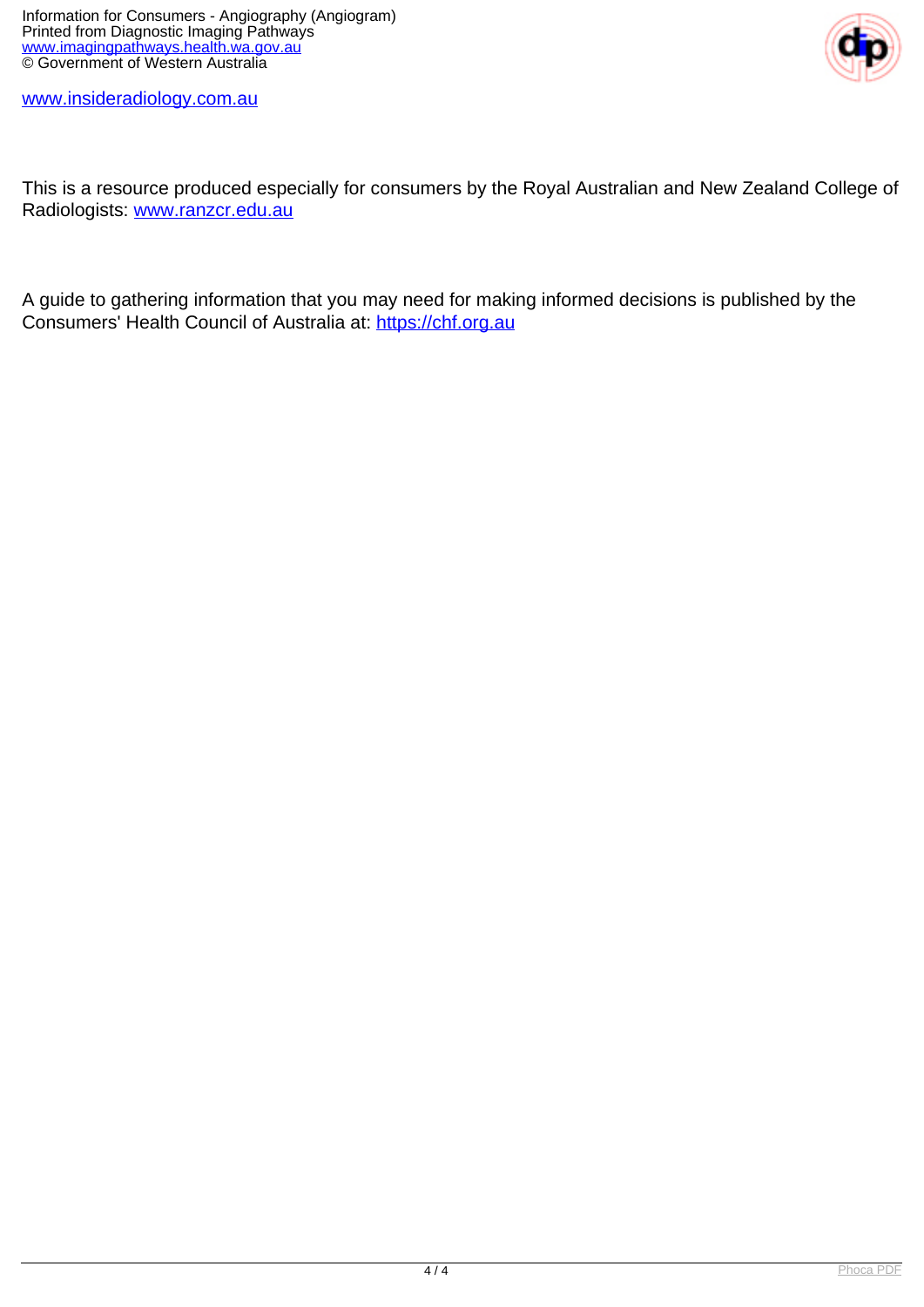www.insideradiology.com.au

This is a resource produced especially for consumers by the Royal Australian and New Zealand College of Radiologists: www.ranzcr.edu.au

A guide to gathering information that you may need for making informed decisions is published by the Consumers' Health Council of Australia at: https://chf.org.au